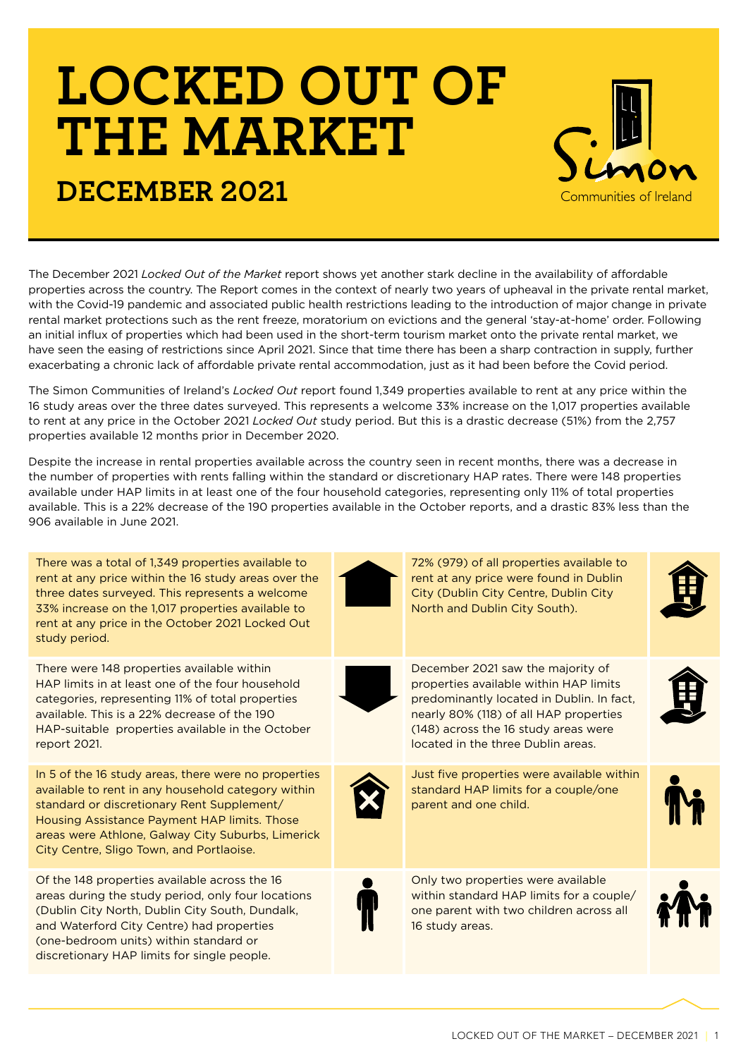# LOCKED OUT OF THE MARKET

## DECEMBER 2021

Simon Communities of Ireland

The December 2021 *Locked Out of the Market* report shows yet another stark decline in the availability of affordable properties across the country. The Report comes in the context of nearly two years of upheaval in the private rental market, with the Covid-19 pandemic and associated public health restrictions leading to the introduction of major change in private rental market protections such as the rent freeze, moratorium on evictions and the general 'stay-at-home' order. Following an initial influx of properties which had been used in the short-term tourism market onto the private rental market, we have seen the easing of restrictions since April 2021. Since that time there has been a sharp contraction in supply, further exacerbating a chronic lack of affordable private rental accommodation, just as it had been before the Covid period.

The Simon Communities of Ireland's *Locked Out* report found 1,349 properties available to rent at any price within the 16 study areas over the three dates surveyed. This represents a welcome 33% increase on the 1,017 properties available to rent at any price in the October 2021 *Locked Out* study period. But this is a drastic decrease (51%) from the 2,757 properties available 12 months prior in December 2020.

Despite the increase in rental properties available across the country seen in recent months, there was a decrease in the number of properties with rents falling within the standard or discretionary HAP rates. There were 148 properties available under HAP limits in at least one of the four household categories, representing only 11% of total properties available. This is a 22% decrease of the 190 properties available in the October reports, and a drastic 83% less than the 906 available in June 2021.

- There was a total of 1,349 properties available to rent at any price within the 16 study areas over the three dates surveyed. This represents a welcome 33% increase on the 1,017 properties available to rent at any price in the October 2021 Locked Out study period.
- There were 148 properties available within HAP limits in at least one of the four household categories, representing 11% of total properties available. This is a 22% decrease of the 190 HAP-suitable properties available in the October report 2021.
- In 5 of the 16 study areas, there were no properties available to rent in any household category within standard or discretionary Rent Supplement/ Housing Assistance Payment HAP limits. Those areas were Athlone, Galway City Suburbs, Limerick City Centre, Sligo Town, and Portlaoise.
- Of the 148 properties available across the 16 areas during the study period, only four locations (Dublin City North, Dublin City South, Dundalk, and Waterford City Centre) had properties (one-bedroom units) within standard or discretionary HAP limits for single people.
- 72% (979) of all properties available to rent at any price were found in Dublin City (Dublin City Centre, Dublin City North and Dublin City South).
- December 2021 saw the majority of properties available within HAP limits predominantly located in Dublin. In fact, nearly 80% (118) of all HAP properties (148) across the 16 study areas were located in the three Dublin areas.
- Just five properties were available within standard HAP limits for a couple/one parent and one child.
- Only two properties were available within standard HAP limits for a couple/ one parent with two children across all 16 study areas.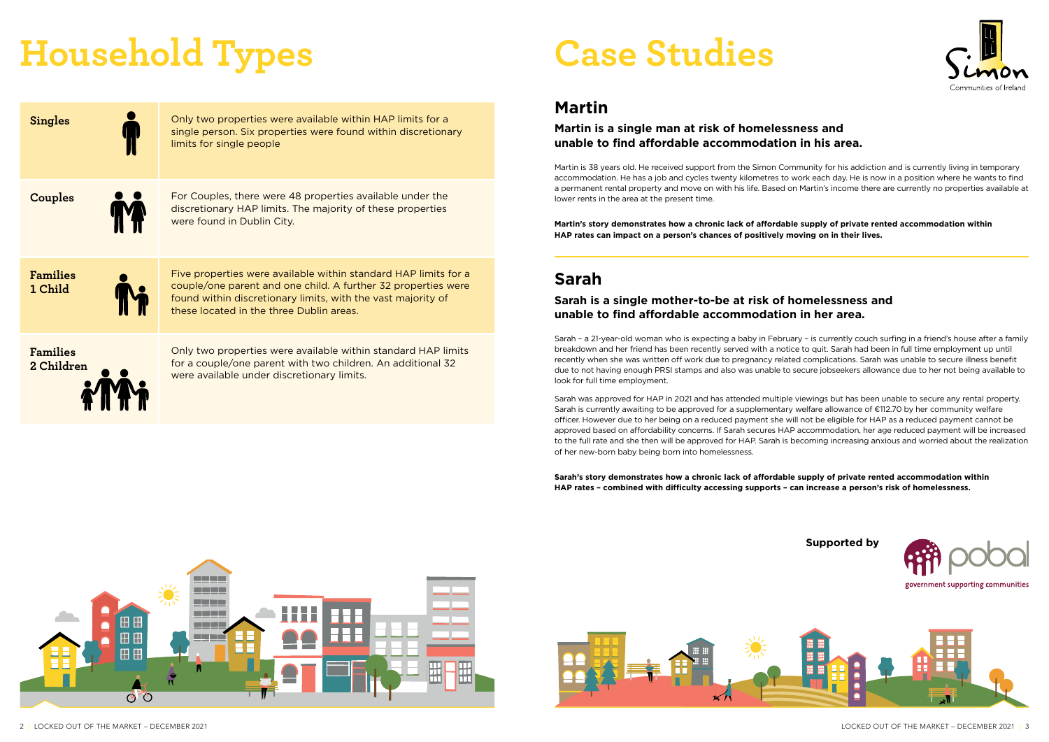# Household Types

| | |
|---|---|
| **Singles** | Only two properties were available within HAP limits for a single person. Six properties were found within discretionary limits for single people |
| **Couples** | For Couples, there were 48 properties available under the discretionary HAP limits. The majority of these properties were found in Dublin City. |
| **Families 1 Child** | Five properties were available within standard HAP limits for a couple/one parent and one child. A further 32 properties were found within discretionary limits, with the vast majority of these located in the three Dublin areas. |
| **Families 2 Children** | Only two properties were available within standard HAP limits for a couple/one parent with two children. An additional 32 were available under discretionary limits. |

# Case Studies

## Martin

### Martin is a single man at risk of homelessness and unable to find affordable accommodation in his area.

Martin is 38 years old. He received support from the Simon Community for his addiction and is currently living in temporary accommodation. He has a job and cycles twenty kilometres to work each day. He is now in a position where he wants to find a permanent rental property and move on with his life. Based on Martin's income there are currently no properties available at lower rents in the area at the present time.

**Martin's story demonstrates how a chronic lack of affordable supply of private rented accommodation within HAP rates can impact on a person's chances of positively moving on in their lives.**

## Sarah

### Sarah is a single mother-to-be at risk of homelessness and unable to find affordable accommodation in her area.

Sarah – a 21-year-old woman who is expecting a baby in February – is currently couch surfing in a friend's house after a family breakdown and her friend has been recently served with a notice to quit. Sarah had been in full time employment up until recently when she was written off work due to pregnancy related complications. Sarah was unable to secure illness benefit due to not having enough PRSI stamps and also was unable to secure jobseekers allowance due to her not being available to look for full time employment.

Sarah was approved for HAP in 2021 and has attended multiple viewings but has been unable to secure any rental property. Sarah is currently awaiting to be approved for a supplementary welfare allowance of €112.70 by her community welfare officer. However due to her being on a reduced payment she will not be eligible for HAP as a reduced payment cannot be approved based on affordability concerns. If Sarah secures HAP accommodation, her age reduced payment will be increased to the full rate and she then will be approved for HAP. Sarah is becoming increasing anxious and worried about the realization of her new-born baby being born into homelessness.

**Sarah's story demonstrates how a chronic lack of affordable supply of private rented accommodation within HAP rates – combined with difficulty accessing supports – can increase a person's risk of homelessness.**

**Supported by** pobal – government supporting communities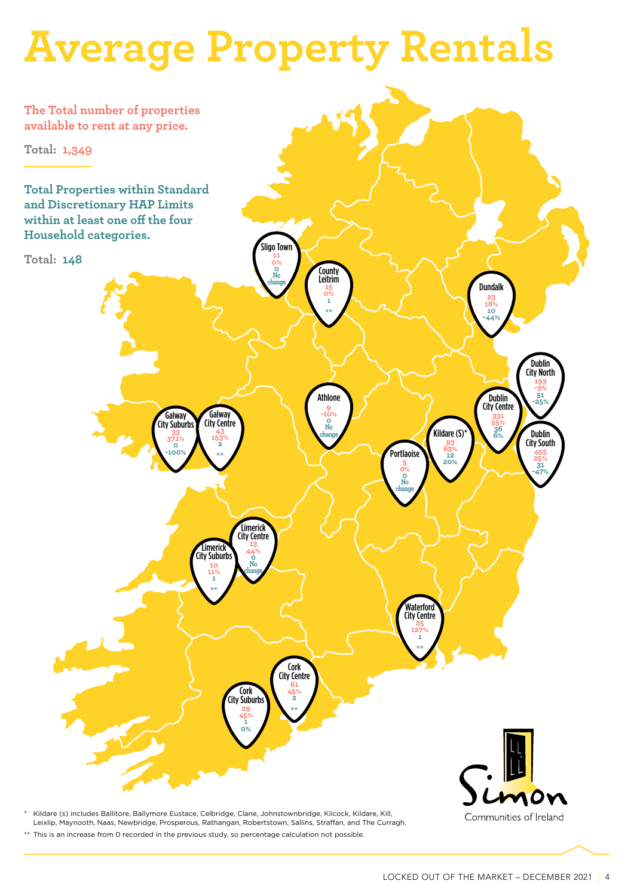# Average Property Rentals

**The Total number of properties available to rent at any price.**

**Total: 1,349**

**Total Properties within Standard and Discretionary HAP Limits within at least one off the four Household categories.**

**Total: 148**

Sligo Town
11
0%
0
No change

County Leitrim
15
0%
1
**

Dundalk
23
18%
10
-44%

Dublin City North
193
-3%
51
-25%

Dublin City Centre
331
55%
36
6%

Dublin City South
455
25%
31
-47%

Kildare (S)*
93
63%
12
20%

Portlaoise
5
0%
0
No change

Athlone
9
-10%
0
No change

Galway City Suburbs
33
371%
0
-100%

Galway City Centre
43
153%
2
**

Limerick City Centre
13
44%
0
No change

Limerick City Suburbs
10
11%
1
**

Waterford City Centre
25
127%
1
**

Cork City Centre
61
45%
2
**

Cork City Suburbs
29
45%
1
0%

Simon Communities of Ireland

\* Kildare (s) includes Ballitore, Ballymore Eustace, Celbridge, Clane, Johnstownbridge, Kilcock, Kildare, Kill, Leixlip, Maynooth, Naas, Newbridge, Prosperous, Rathangan, Robertstown, Sallins, Straffan, and The Curragh.

** This is an increase from 0 recorded in the previous study, so percentage calculation not possible.